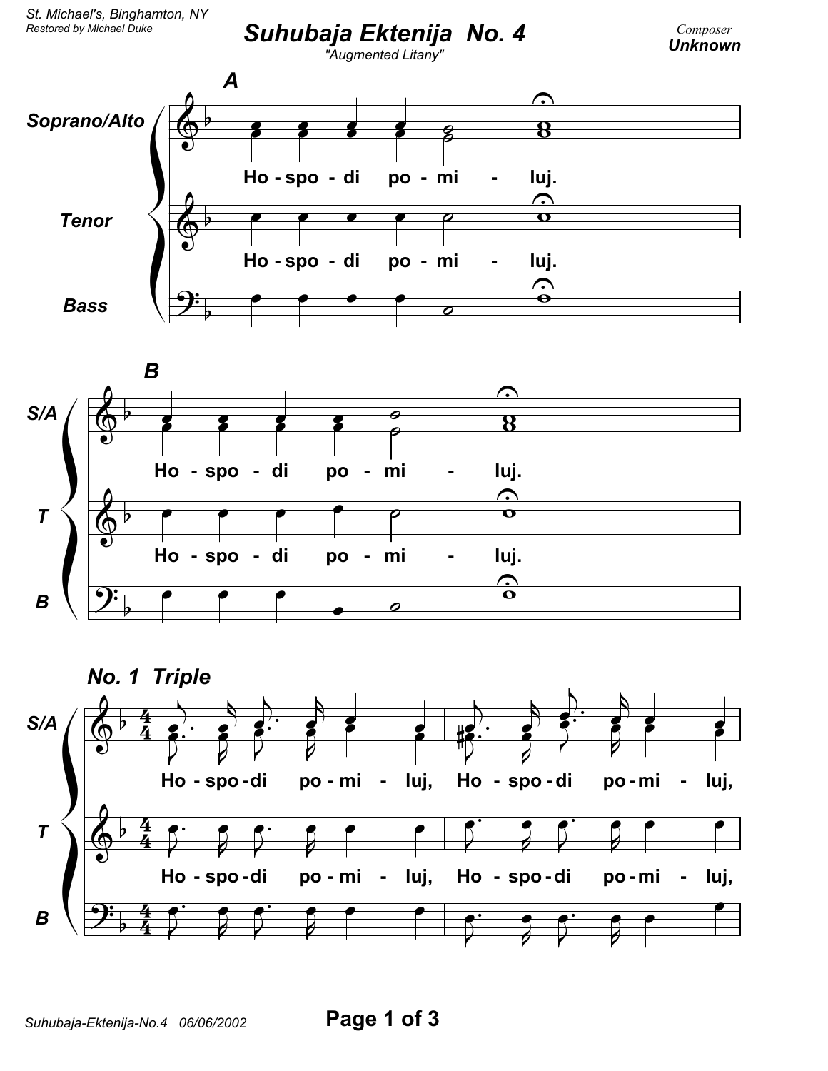St. Michael's, Binghamton, NY
*Restored by Michael Duke*

# Suhubaja Ektenija No. 4

*"Augmented Litany"*

Composer
**Unknown**

## A

Soprano/Alto: Ho - spo - di po - mi - luj.

Tenor: Ho - spo - di po - mi - luj.

Bass

## B

S/A: Ho - spo - di po - mi - luj.

T: Ho - spo - di po - mi - luj.

B

## No. 1 Triple

S/A: Ho - spo - di po - mi - luj, Ho - spo - di po - mi - luj,

T: Ho - spo - di po - mi - luj, Ho - spo - di po - mi - luj,

B

Suhubaja-Ektenija-No.4 06/06/2002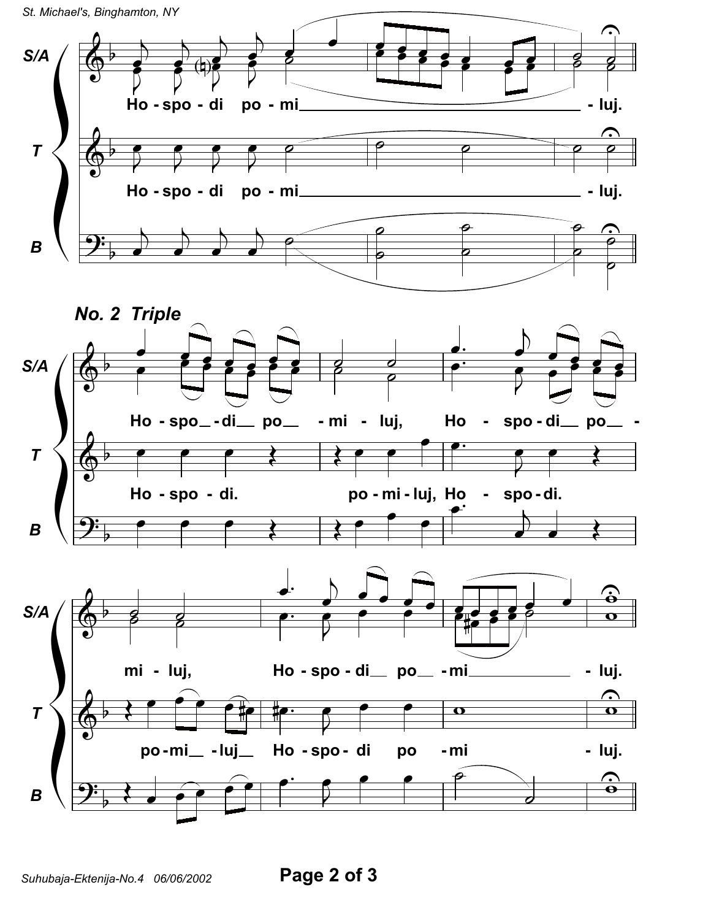**No. 2 Triple**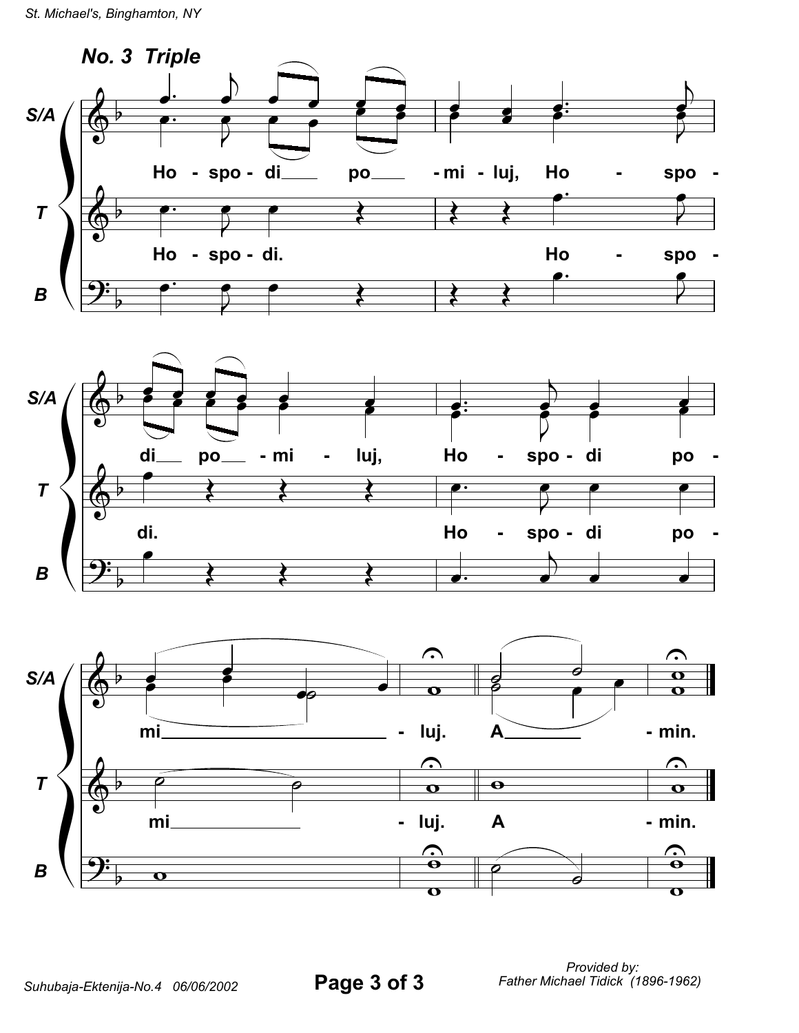## No. 3 Triple

S/A: Ho - spo - di___ po___ - mi - luj, Ho - spo - di___ po___ - mi - luj, Ho - spo - di po - mi___ - luj. A___ - min.

T: Ho - spo - di. Ho - spo - di. Ho - spo - di po - mi___ - luj. A - min.

B

Suhubaja-Ektenija-No.4 06/06/2002

Provided by:
Father Michael Tidick (1896-1962)